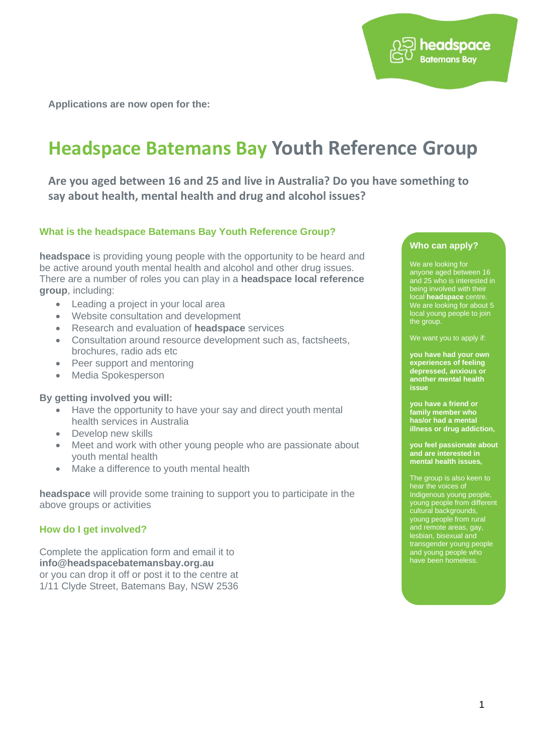headspace Batemans Bay

**Applications are now open for the:**

# Headspace Batemans Bay Youth Reference Group

## Are you aged between 16 and 25 and live in Australia? Do you have something to say about health, mental health and drug and alcohol issues?

### What is the headspace Batemans Bay Youth Reference Group?

**headspace** is providing young people with the opportunity to be heard and be active around youth mental health and alcohol and other drug issues. There are a number of roles you can play in a **headspace local reference group**, including:

- Leading a project in your local area
- Website consultation and development
- Research and evaluation of **headspace** services
- Consultation around resource development such as, factsheets, brochures, radio ads etc
- Peer support and mentoring
- Media Spokesperson

**By getting involved you will:**

- Have the opportunity to have your say and direct youth mental health services in Australia
- Develop new skills
- Meet and work with other young people who are passionate about youth mental health
- Make a difference to youth mental health

**headspace** will provide some training to support you to participate in the above groups or activities

### How do I get involved?

Complete the application form and email it to **info@headspacebatemansbay.org.au**
or you can drop it off or post it to the centre at
1/11 Clyde Street, Batemans Bay, NSW 2536

### Who can apply?

We are looking for anyone aged between 16 and 25 who is interested in being involved with their local **headspace** centre. We are looking for about 5 local young people to join the group.

We want you to apply if:

**you have had your own experiences of feeling depressed, anxious or another mental health issue**

**you have a friend or family member who has/or had a mental illness or drug addiction,**

**you feel passionate about and are interested in mental health issues,**

The group is also keen to hear the voices of Indigenous young people, young people from different cultural backgrounds, young people from rural and remote areas, gay, lesbian, bisexual and transgender young people and young people who have been homeless.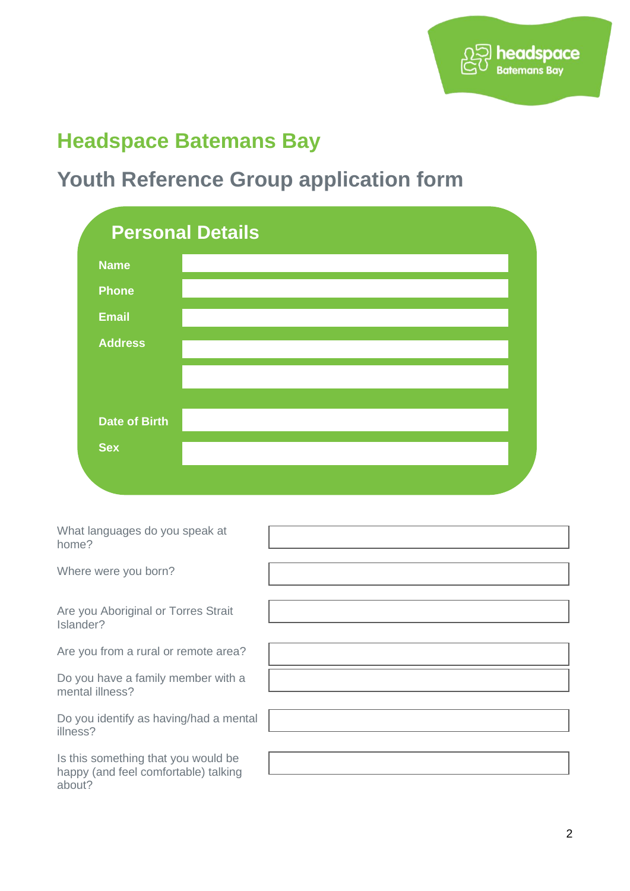# Headspace Batemans Bay

## Youth Reference Group application form

### Personal Details

| | |
|---|---|
| **Name** | |
| **Phone** | |
| **Email** | |
| **Address** | |
| | |
| **Date of Birth** | |
| **Sex** | |

| | |
|---|---|
| What languages do you speak at home? | |
| Where were you born? | |
| Are you Aboriginal or Torres Strait Islander? | |
| Are you from a rural or remote area? | |
| Do you have a family member with a mental illness? | |
| Do you identify as having/had a mental illness? | |
| Is this something that you would be happy (and feel comfortable) talking about? | |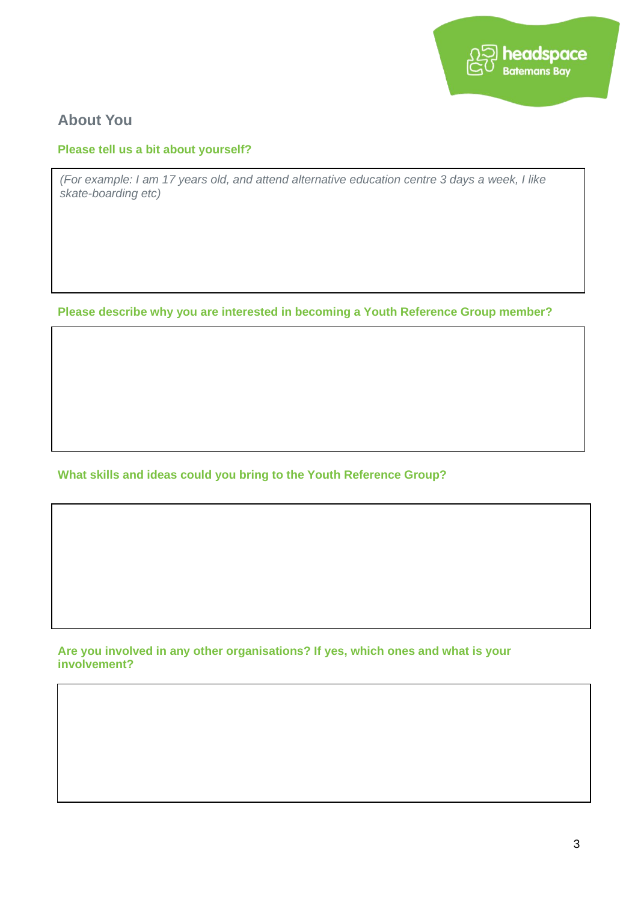headspace Batemans Bay

## About You

**Please tell us a bit about yourself?**

*(For example: I am 17 years old, and attend alternative education centre 3 days a week, I like skate-boarding etc)*

**Please describe why you are interested in becoming a Youth Reference Group member?**

**What skills and ideas could you bring to the Youth Reference Group?**

**Are you involved in any other organisations? If yes, which ones and what is your involvement?**